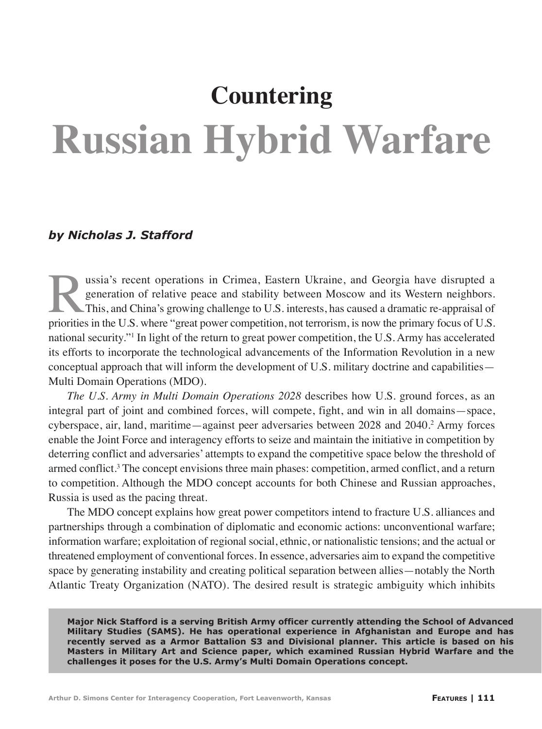# Countering Russian Hybrid Warfare

***by Nicholas J. Stafford***

Russia's recent operations in Crimea, Eastern Ukraine, and Georgia have disrupted a generation of relative peace and stability between Moscow and its Western neighbors. This, and China's growing challenge to U.S. interests, has caused a dramatic re-appraisal of priorities in the U.S. where "great power competition, not terrorism, is now the primary focus of U.S. national security."[1] In light of the return to great power competition, the U.S. Army has accelerated its efforts to incorporate the technological advancements of the Information Revolution in a new conceptual approach that will inform the development of U.S. military doctrine and capabilities—Multi Domain Operations (MDO).

*The U.S. Army in Multi Domain Operations 2028* describes how U.S. ground forces, as an integral part of joint and combined forces, will compete, fight, and win in all domains—space, cyberspace, air, land, maritime—against peer adversaries between 2028 and 2040.[2] Army forces enable the Joint Force and interagency efforts to seize and maintain the initiative in competition by deterring conflict and adversaries' attempts to expand the competitive space below the threshold of armed conflict.[3] The concept envisions three main phases: competition, armed conflict, and a return to competition. Although the MDO concept accounts for both Chinese and Russian approaches, Russia is used as the pacing threat.

The MDO concept explains how great power competitors intend to fracture U.S. alliances and partnerships through a combination of diplomatic and economic actions: unconventional warfare; information warfare; exploitation of regional social, ethnic, or nationalistic tensions; and the actual or threatened employment of conventional forces. In essence, adversaries aim to expand the competitive space by generating instability and creating political separation between allies—notably the North Atlantic Treaty Organization (NATO). The desired result is strategic ambiguity which inhibits

**Major Nick Stafford is a serving British Army officer currently attending the School of Advanced Military Studies (SAMS). He has operational experience in Afghanistan and Europe and has recently served as a Armor Battalion S3 and Divisional planner. This article is based on his Masters in Military Art and Science paper, which examined Russian Hybrid Warfare and the challenges it poses for the U.S. Army's Multi Domain Operations concept.**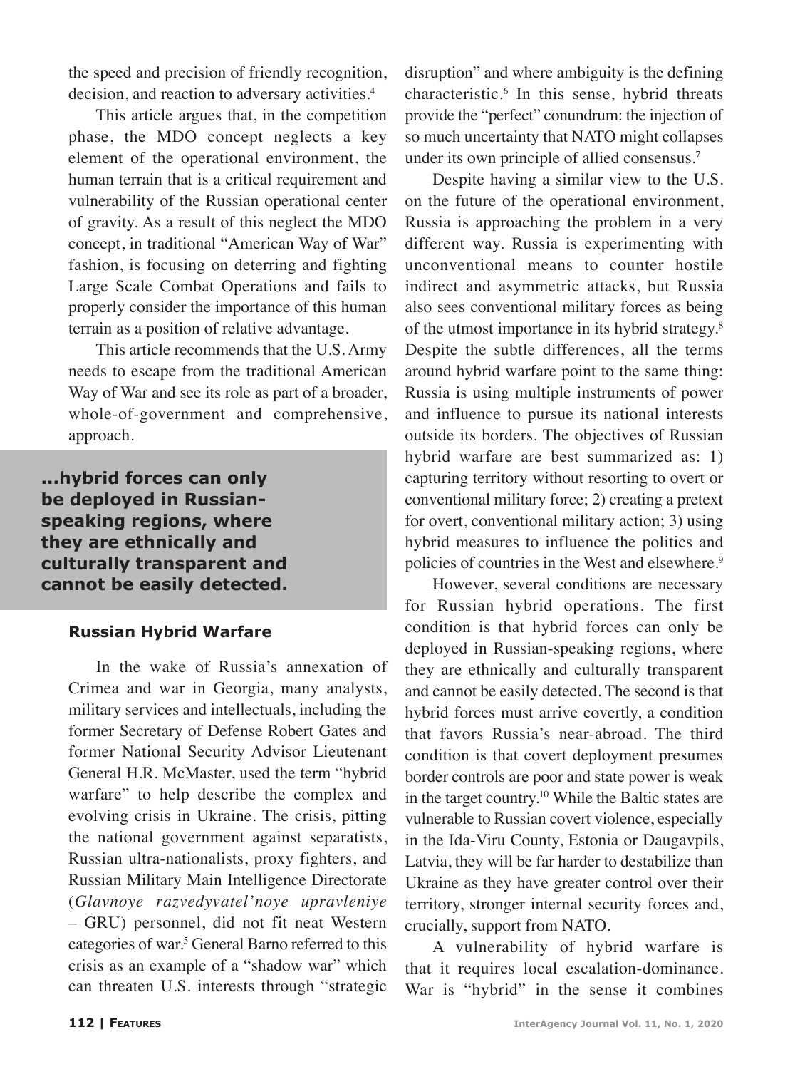the speed and precision of friendly recognition, decision, and reaction to adversary activities.[4]

This article argues that, in the competition phase, the MDO concept neglects a key element of the operational environment, the human terrain that is a critical requirement and vulnerability of the Russian operational center of gravity. As a result of this neglect the MDO concept, in traditional "American Way of War" fashion, is focusing on deterring and fighting Large Scale Combat Operations and fails to properly consider the importance of this human terrain as a position of relative advantage.

This article recommends that the U.S. Army needs to escape from the traditional American Way of War and see its role as part of a broader, whole-of-government and comprehensive, approach.

> **...hybrid forces can only be deployed in Russian-speaking regions, where they are ethnically and culturally transparent and cannot be easily detected.**

### Russian Hybrid Warfare

In the wake of Russia's annexation of Crimea and war in Georgia, many analysts, military services and intellectuals, including the former Secretary of Defense Robert Gates and former National Security Advisor Lieutenant General H.R. McMaster, used the term "hybrid warfare" to help describe the complex and evolving crisis in Ukraine. The crisis, pitting the national government against separatists, Russian ultra-nationalists, proxy fighters, and Russian Military Main Intelligence Directorate (*Glavnoye razvedyvatel'noye upravleniye* – GRU) personnel, did not fit neat Western categories of war.[5] General Barno referred to this crisis as an example of a "shadow war" which can threaten U.S. interests through "strategic disruption" and where ambiguity is the defining characteristic.[6] In this sense, hybrid threats provide the "perfect" conundrum: the injection of so much uncertainty that NATO might collapses under its own principle of allied consensus.[7]

Despite having a similar view to the U.S. on the future of the operational environment, Russia is approaching the problem in a very different way. Russia is experimenting with unconventional means to counter hostile indirect and asymmetric attacks, but Russia also sees conventional military forces as being of the utmost importance in its hybrid strategy.[8] Despite the subtle differences, all the terms around hybrid warfare point to the same thing: Russia is using multiple instruments of power and influence to pursue its national interests outside its borders. The objectives of Russian hybrid warfare are best summarized as: 1) capturing territory without resorting to overt or conventional military force; 2) creating a pretext for overt, conventional military action; 3) using hybrid measures to influence the politics and policies of countries in the West and elsewhere.[9]

However, several conditions are necessary for Russian hybrid operations. The first condition is that hybrid forces can only be deployed in Russian-speaking regions, where they are ethnically and culturally transparent and cannot be easily detected. The second is that hybrid forces must arrive covertly, a condition that favors Russia's near-abroad. The third condition is that covert deployment presumes border controls are poor and state power is weak in the target country.[10] While the Baltic states are vulnerable to Russian covert violence, especially in the Ida-Viru County, Estonia or Daugavpils, Latvia, they will be far harder to destabilize than Ukraine as they have greater control over their territory, stronger internal security forces and, crucially, support from NATO.

A vulnerability of hybrid warfare is that it requires local escalation-dominance. War is "hybrid" in the sense it combines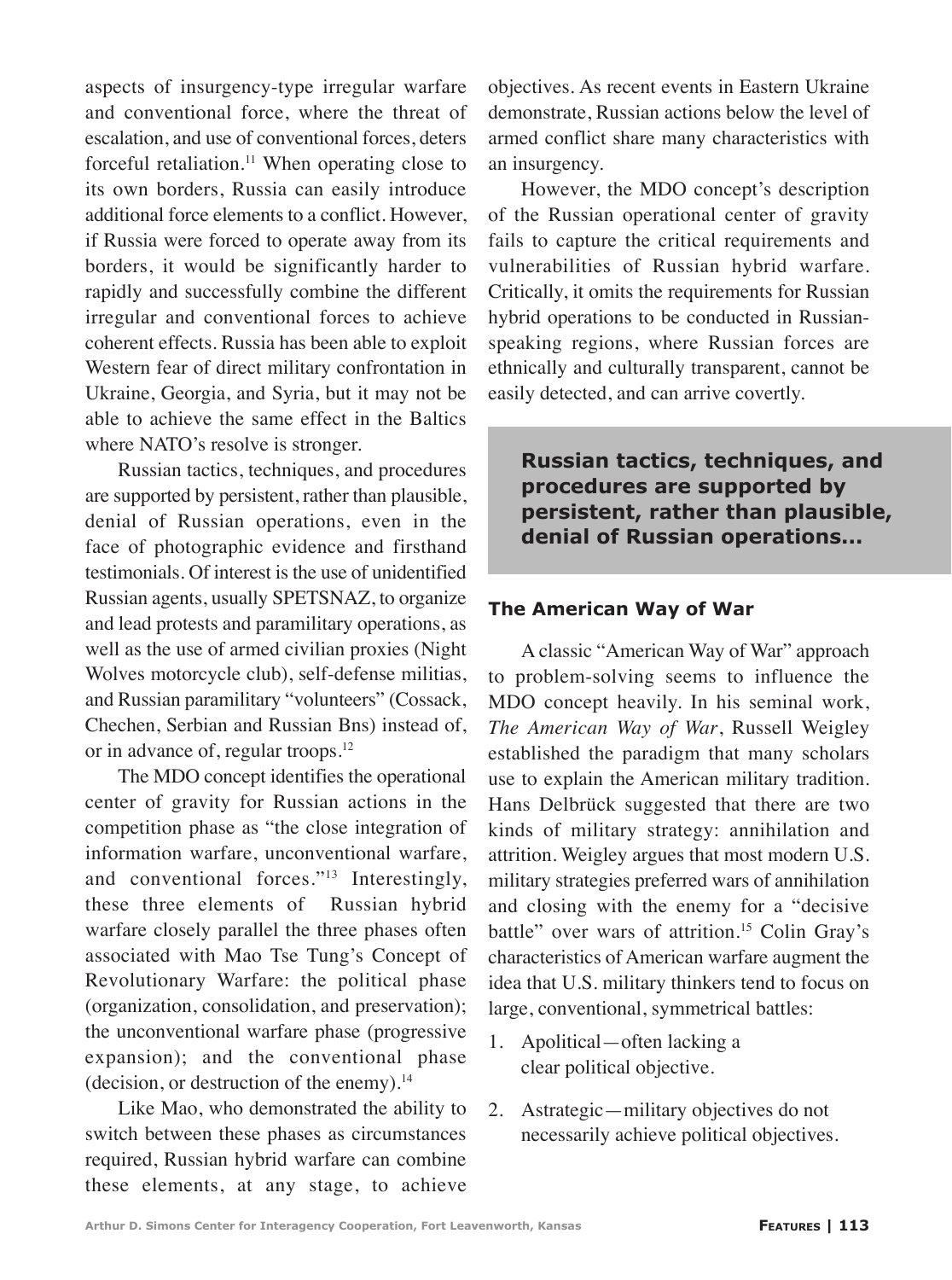aspects of insurgency-type irregular warfare and conventional force, where the threat of escalation, and use of conventional forces, deters forceful retaliation.[11] When operating close to its own borders, Russia can easily introduce additional force elements to a conflict. However, if Russia were forced to operate away from its borders, it would be significantly harder to rapidly and successfully combine the different irregular and conventional forces to achieve coherent effects. Russia has been able to exploit Western fear of direct military confrontation in Ukraine, Georgia, and Syria, but it may not be able to achieve the same effect in the Baltics where NATO's resolve is stronger.

Russian tactics, techniques, and procedures are supported by persistent, rather than plausible, denial of Russian operations, even in the face of photographic evidence and firsthand testimonials. Of interest is the use of unidentified Russian agents, usually SPETSNAZ, to organize and lead protests and paramilitary operations, as well as the use of armed civilian proxies (Night Wolves motorcycle club), self-defense militias, and Russian paramilitary "volunteers" (Cossack, Chechen, Serbian and Russian Bns) instead of, or in advance of, regular troops.[12]

The MDO concept identifies the operational center of gravity for Russian actions in the competition phase as "the close integration of information warfare, unconventional warfare, and conventional forces."[13] Interestingly, these three elements of Russian hybrid warfare closely parallel the three phases often associated with Mao Tse Tung's Concept of Revolutionary Warfare: the political phase (organization, consolidation, and preservation); the unconventional warfare phase (progressive expansion); and the conventional phase (decision, or destruction of the enemy).[14]

Like Mao, who demonstrated the ability to switch between these phases as circumstances required, Russian hybrid warfare can combine these elements, at any stage, to achieve objectives. As recent events in Eastern Ukraine demonstrate, Russian actions below the level of armed conflict share many characteristics with an insurgency.

However, the MDO concept's description of the Russian operational center of gravity fails to capture the critical requirements and vulnerabilities of Russian hybrid warfare. Critically, it omits the requirements for Russian hybrid operations to be conducted in Russian-speaking regions, where Russian forces are ethnically and culturally transparent, cannot be easily detected, and can arrive covertly.

**Russian tactics, techniques, and procedures are supported by persistent, rather than plausible, denial of Russian operations...**

### The American Way of War

A classic "American Way of War" approach to problem-solving seems to influence the MDO concept heavily. In his seminal work, *The American Way of War*, Russell Weigley established the paradigm that many scholars use to explain the American military tradition. Hans Delbrück suggested that there are two kinds of military strategy: annihilation and attrition. Weigley argues that most modern U.S. military strategies preferred wars of annihilation and closing with the enemy for a "decisive battle" over wars of attrition.[15] Colin Gray's characteristics of American warfare augment the idea that U.S. military thinkers tend to focus on large, conventional, symmetrical battles:

1. Apolitical—often lacking a clear political objective.
2. Astrategic—military objectives do not necessarily achieve political objectives.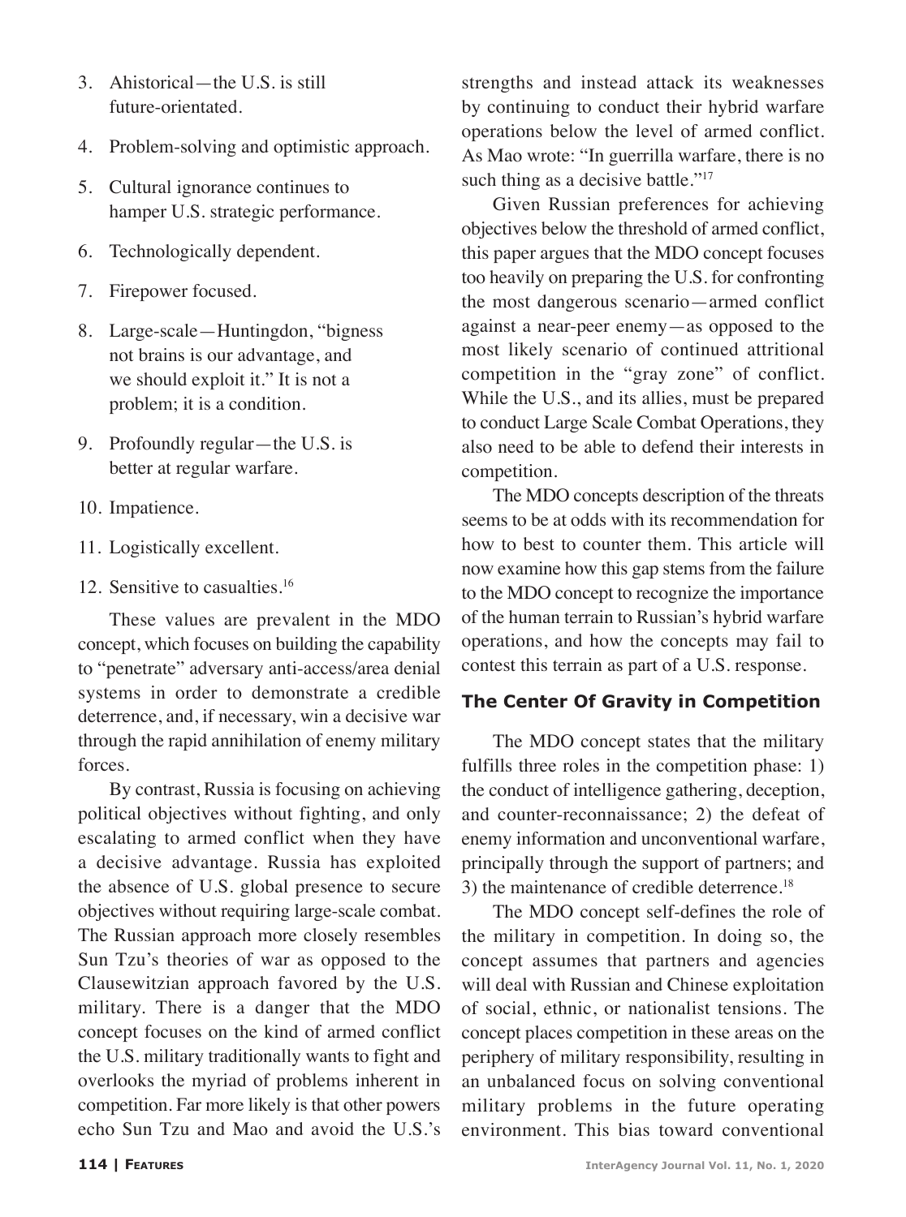3. Ahistorical—the U.S. is still future-orientated.
4. Problem-solving and optimistic approach.
5. Cultural ignorance continues to hamper U.S. strategic performance.
6. Technologically dependent.
7. Firepower focused.
8. Large-scale—Huntingdon, "bigness not brains is our advantage, and we should exploit it." It is not a problem; it is a condition.
9. Profoundly regular—the U.S. is better at regular warfare.
10. Impatience.
11. Logistically excellent.
12. Sensitive to casualties.[16]

These values are prevalent in the MDO concept, which focuses on building the capability to "penetrate" adversary anti-access/area denial systems in order to demonstrate a credible deterrence, and, if necessary, win a decisive war through the rapid annihilation of enemy military forces.

By contrast, Russia is focusing on achieving political objectives without fighting, and only escalating to armed conflict when they have a decisive advantage. Russia has exploited the absence of U.S. global presence to secure objectives without requiring large-scale combat. The Russian approach more closely resembles Sun Tzu's theories of war as opposed to the Clausewitzian approach favored by the U.S. military. There is a danger that the MDO concept focuses on the kind of armed conflict the U.S. military traditionally wants to fight and overlooks the myriad of problems inherent in competition. Far more likely is that other powers echo Sun Tzu and Mao and avoid the U.S.'s strengths and instead attack its weaknesses by continuing to conduct their hybrid warfare operations below the level of armed conflict. As Mao wrote: "In guerrilla warfare, there is no such thing as a decisive battle."[17]

Given Russian preferences for achieving objectives below the threshold of armed conflict, this paper argues that the MDO concept focuses too heavily on preparing the U.S. for confronting the most dangerous scenario—armed conflict against a near-peer enemy—as opposed to the most likely scenario of continued attritional competition in the "gray zone" of conflict. While the U.S., and its allies, must be prepared to conduct Large Scale Combat Operations, they also need to be able to defend their interests in competition.

The MDO concepts description of the threats seems to be at odds with its recommendation for how to best to counter them. This article will now examine how this gap stems from the failure to the MDO concept to recognize the importance of the human terrain to Russian's hybrid warfare operations, and how the concepts may fail to contest this terrain as part of a U.S. response.

## The Center Of Gravity in Competition

The MDO concept states that the military fulfills three roles in the competition phase: 1) the conduct of intelligence gathering, deception, and counter-reconnaissance; 2) the defeat of enemy information and unconventional warfare, principally through the support of partners; and 3) the maintenance of credible deterrence.[18]

The MDO concept self-defines the role of the military in competition. In doing so, the concept assumes that partners and agencies will deal with Russian and Chinese exploitation of social, ethnic, or nationalist tensions. The concept places competition in these areas on the periphery of military responsibility, resulting in an unbalanced focus on solving conventional military problems in the future operating environment. This bias toward conventional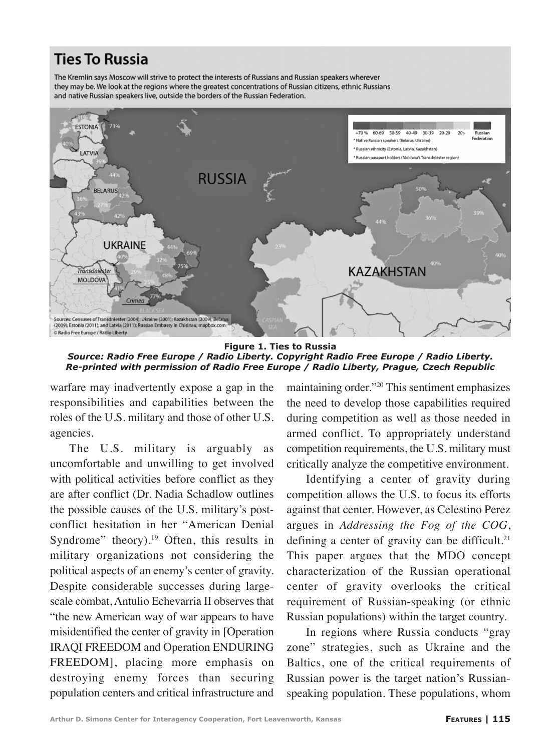**Figure 1. Ties to Russia**
*Source: Radio Free Europe / Radio Liberty. Copyright Radio Free Europe / Radio Liberty. Re-printed with permission of Radio Free Europe / Radio Liberty, Prague, Czech Republic*

warfare may inadvertently expose a gap in the responsibilities and capabilities between the roles of the U.S. military and those of other U.S. agencies.

The U.S. military is arguably as uncomfortable and unwilling to get involved with political activities before conflict as they are after conflict (Dr. Nadia Schadlow outlines the possible causes of the U.S. military's post-conflict hesitation in her "American Denial Syndrome" theory).[19] Often, this results in military organizations not considering the political aspects of an enemy's center of gravity. Despite considerable successes during large-scale combat, Antulio Echevarria II observes that "the new American way of war appears to have misidentified the center of gravity in [Operation IRAQI FREEDOM and Operation ENDURING FREEDOM], placing more emphasis on destroying enemy forces than securing population centers and critical infrastructure and maintaining order."[20] This sentiment emphasizes the need to develop those capabilities required during competition as well as those needed in armed conflict. To appropriately understand competition requirements, the U.S. military must critically analyze the competitive environment.

Identifying a center of gravity during competition allows the U.S. to focus its efforts against that center. However, as Celestino Perez argues in *Addressing the Fog of the COG*, defining a center of gravity can be difficult.[21] This paper argues that the MDO concept characterization of the Russian operational center of gravity overlooks the critical requirement of Russian-speaking (or ethnic Russian populations) within the target country.

In regions where Russia conducts "gray zone" strategies, such as Ukraine and the Baltics, one of the critical requirements of Russian power is the target nation's Russian-speaking population. These populations, whom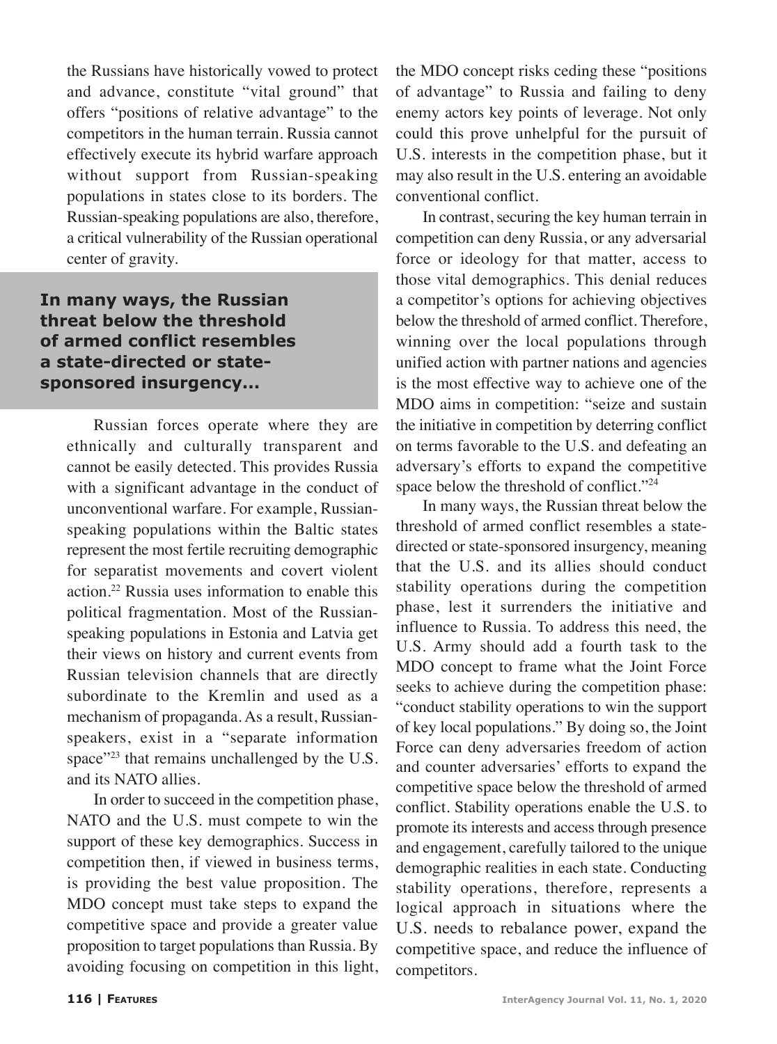the Russians have historically vowed to protect and advance, constitute "vital ground" that offers "positions of relative advantage" to the competitors in the human terrain. Russia cannot effectively execute its hybrid warfare approach without support from Russian-speaking populations in states close to its borders. The Russian-speaking populations are also, therefore, a critical vulnerability of the Russian operational center of gravity.

**In many ways, the Russian threat below the threshold of armed conflict resembles a state-directed or state-sponsored insurgency...**

Russian forces operate where they are ethnically and culturally transparent and cannot be easily detected. This provides Russia with a significant advantage in the conduct of unconventional warfare. For example, Russian-speaking populations within the Baltic states represent the most fertile recruiting demographic for separatist movements and covert violent action.[22] Russia uses information to enable this political fragmentation. Most of the Russian-speaking populations in Estonia and Latvia get their views on history and current events from Russian television channels that are directly subordinate to the Kremlin and used as a mechanism of propaganda. As a result, Russian-speakers, exist in a "separate information space"[23] that remains unchallenged by the U.S. and its NATO allies.

In order to succeed in the competition phase, NATO and the U.S. must compete to win the support of these key demographics. Success in competition then, if viewed in business terms, is providing the best value proposition. The MDO concept must take steps to expand the competitive space and provide a greater value proposition to target populations than Russia. By avoiding focusing on competition in this light, the MDO concept risks ceding these "positions of advantage" to Russia and failing to deny enemy actors key points of leverage. Not only could this prove unhelpful for the pursuit of U.S. interests in the competition phase, but it may also result in the U.S. entering an avoidable conventional conflict.

In contrast, securing the key human terrain in competition can deny Russia, or any adversarial force or ideology for that matter, access to those vital demographics. This denial reduces a competitor's options for achieving objectives below the threshold of armed conflict. Therefore, winning over the local populations through unified action with partner nations and agencies is the most effective way to achieve one of the MDO aims in competition: "seize and sustain the initiative in competition by deterring conflict on terms favorable to the U.S. and defeating an adversary's efforts to expand the competitive space below the threshold of conflict."[24]

In many ways, the Russian threat below the threshold of armed conflict resembles a state-directed or state-sponsored insurgency, meaning that the U.S. and its allies should conduct stability operations during the competition phase, lest it surrenders the initiative and influence to Russia. To address this need, the U.S. Army should add a fourth task to the MDO concept to frame what the Joint Force seeks to achieve during the competition phase: "conduct stability operations to win the support of key local populations." By doing so, the Joint Force can deny adversaries freedom of action and counter adversaries' efforts to expand the competitive space below the threshold of armed conflict. Stability operations enable the U.S. to promote its interests and access through presence and engagement, carefully tailored to the unique demographic realities in each state. Conducting stability operations, therefore, represents a logical approach in situations where the U.S. needs to rebalance power, expand the competitive space, and reduce the influence of competitors.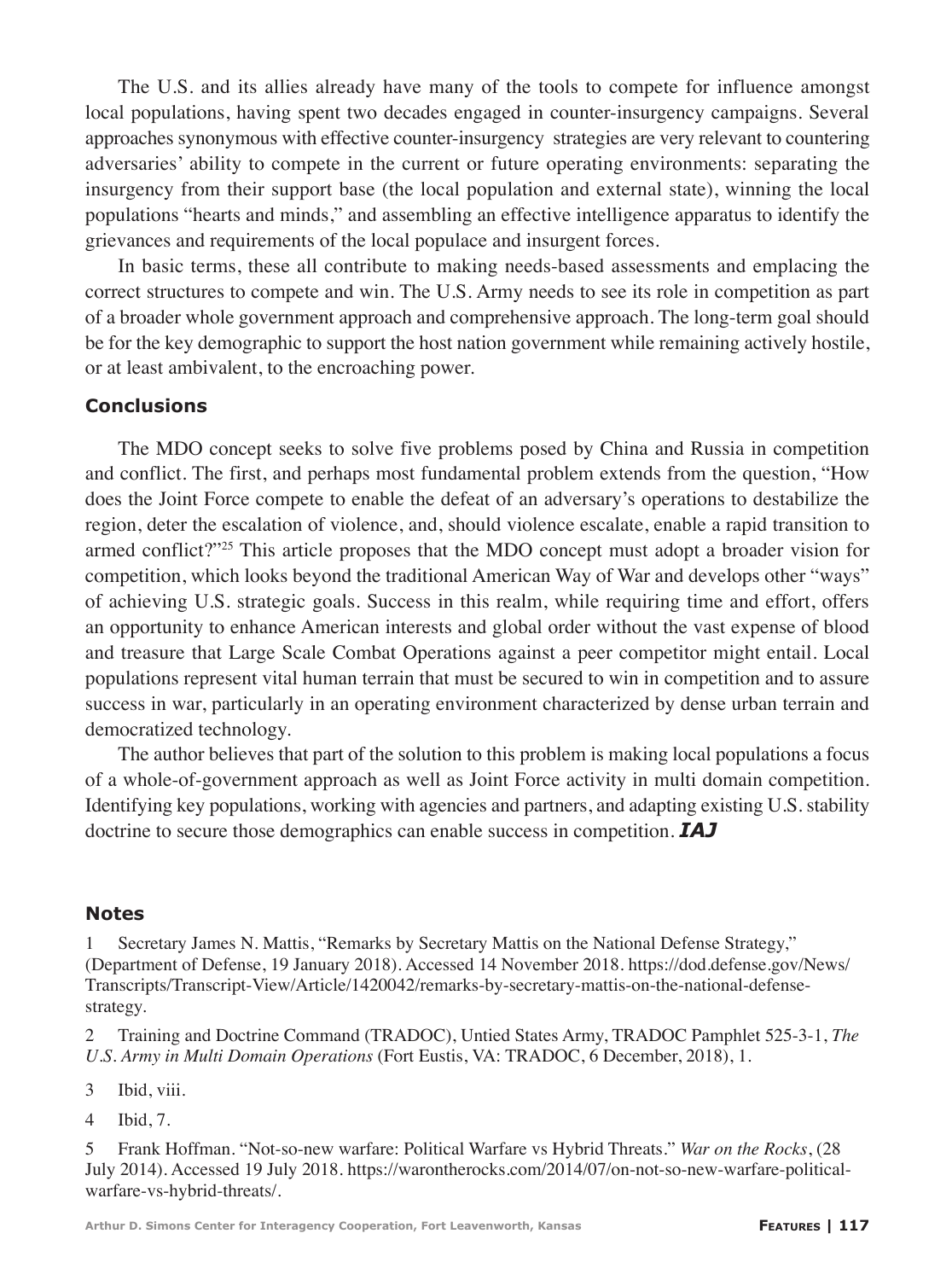The U.S. and its allies already have many of the tools to compete for influence amongst local populations, having spent two decades engaged in counter-insurgency campaigns. Several approaches synonymous with effective counter-insurgency strategies are very relevant to countering adversaries' ability to compete in the current or future operating environments: separating the insurgency from their support base (the local population and external state), winning the local populations "hearts and minds," and assembling an effective intelligence apparatus to identify the grievances and requirements of the local populace and insurgent forces.

In basic terms, these all contribute to making needs-based assessments and emplacing the correct structures to compete and win. The U.S. Army needs to see its role in competition as part of a broader whole government approach and comprehensive approach. The long-term goal should be for the key demographic to support the host nation government while remaining actively hostile, or at least ambivalent, to the encroaching power.

### Conclusions

The MDO concept seeks to solve five problems posed by China and Russia in competition and conflict. The first, and perhaps most fundamental problem extends from the question, "How does the Joint Force compete to enable the defeat of an adversary's operations to destabilize the region, deter the escalation of violence, and, should violence escalate, enable a rapid transition to armed conflict?"[25] This article proposes that the MDO concept must adopt a broader vision for competition, which looks beyond the traditional American Way of War and develops other "ways" of achieving U.S. strategic goals. Success in this realm, while requiring time and effort, offers an opportunity to enhance American interests and global order without the vast expense of blood and treasure that Large Scale Combat Operations against a peer competitor might entail. Local populations represent vital human terrain that must be secured to win in competition and to assure success in war, particularly in an operating environment characterized by dense urban terrain and democratized technology.

The author believes that part of the solution to this problem is making local populations a focus of a whole-of-government approach as well as Joint Force activity in multi domain competition. Identifying key populations, working with agencies and partners, and adapting existing U.S. stability doctrine to secure those demographics can enable success in competition. ***IAJ***

### Notes

1 Secretary James N. Mattis, "Remarks by Secretary Mattis on the National Defense Strategy," (Department of Defense, 19 January 2018). Accessed 14 November 2018. https://dod.defense.gov/News/Transcripts/Transcript-View/Article/1420042/remarks-by-secretary-mattis-on-the-national-defense-strategy.

2 Training and Doctrine Command (TRADOC), Untied States Army, TRADOC Pamphlet 525-3-1, *The U.S. Army in Multi Domain Operations* (Fort Eustis, VA: TRADOC, 6 December, 2018), 1.

3 Ibid, viii.

4 Ibid, 7.

5 Frank Hoffman. "Not-so-new warfare: Political Warfare vs Hybrid Threats." *War on the Rocks*, (28 July 2014). Accessed 19 July 2018. https://warontherocks.com/2014/07/on-not-so-new-warfare-political-warfare-vs-hybrid-threats/.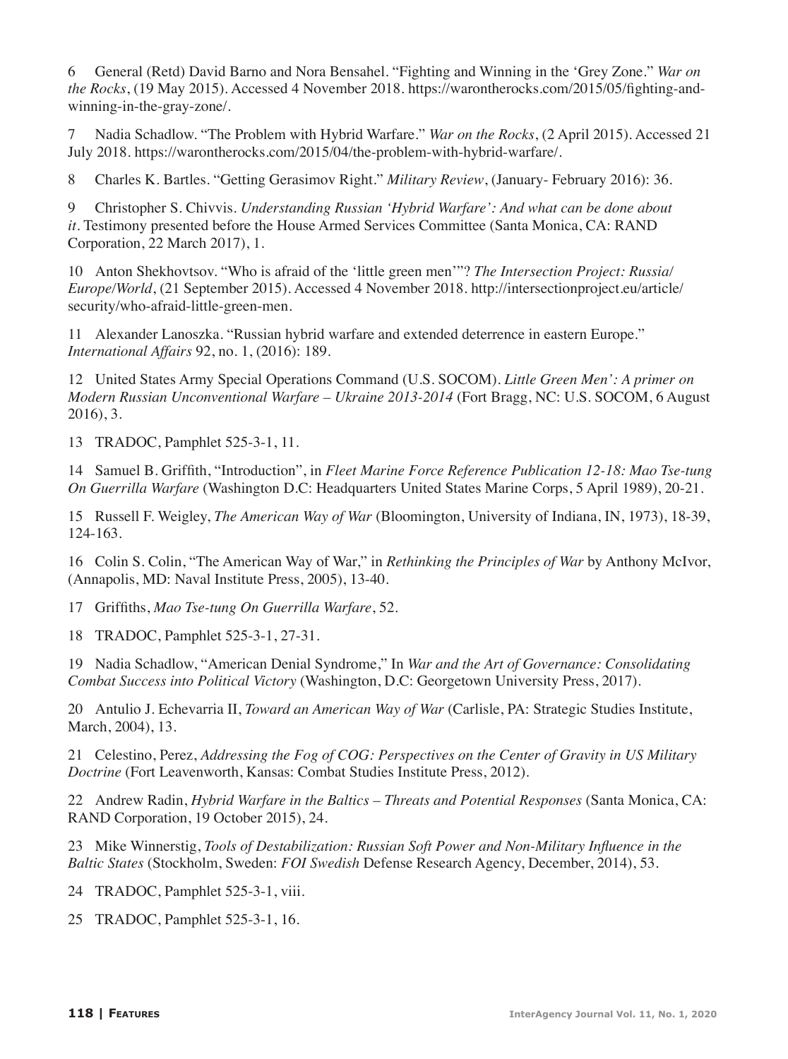6 General (Retd) David Barno and Nora Bensahel. "Fighting and Winning in the 'Grey Zone." *War on the Rocks*, (19 May 2015). Accessed 4 November 2018. https://warontherocks.com/2015/05/fighting-and-winning-in-the-gray-zone/.

7 Nadia Schadlow. "The Problem with Hybrid Warfare." *War on the Rocks*, (2 April 2015). Accessed 21 July 2018. https://warontherocks.com/2015/04/the-problem-with-hybrid-warfare/.

8 Charles K. Bartles. "Getting Gerasimov Right." *Military Review*, (January- February 2016): 36.

9 Christopher S. Chivvis. *Understanding Russian 'Hybrid Warfare': And what can be done about it*. Testimony presented before the House Armed Services Committee (Santa Monica, CA: RAND Corporation, 22 March 2017), 1.

10 Anton Shekhovtsov. "Who is afraid of the 'little green men'"? *The Intersection Project: Russia/Europe/World*, (21 September 2015). Accessed 4 November 2018. http://intersectionproject.eu/article/security/who-afraid-little-green-men.

11 Alexander Lanoszka. "Russian hybrid warfare and extended deterrence in eastern Europe." *International Affairs* 92, no. 1, (2016): 189.

12 United States Army Special Operations Command (U.S. SOCOM). *Little Green Men': A primer on Modern Russian Unconventional Warfare – Ukraine 2013-2014* (Fort Bragg, NC: U.S. SOCOM, 6 August 2016), 3.

13 TRADOC, Pamphlet 525-3-1, 11.

14 Samuel B. Griffith, "Introduction", in *Fleet Marine Force Reference Publication 12-18: Mao Tse-tung On Guerrilla Warfare* (Washington D.C: Headquarters United States Marine Corps, 5 April 1989), 20-21.

15 Russell F. Weigley, *The American Way of War* (Bloomington, University of Indiana, IN, 1973), 18-39, 124-163.

16 Colin S. Colin, "The American Way of War," in *Rethinking the Principles of War* by Anthony McIvor, (Annapolis, MD: Naval Institute Press, 2005), 13-40.

17 Griffiths, *Mao Tse-tung On Guerrilla Warfare*, 52.

18 TRADOC, Pamphlet 525-3-1, 27-31.

19 Nadia Schadlow, "American Denial Syndrome," In *War and the Art of Governance: Consolidating Combat Success into Political Victory* (Washington, D.C: Georgetown University Press, 2017).

20 Antulio J. Echevarria II, *Toward an American Way of War* (Carlisle, PA: Strategic Studies Institute, March, 2004), 13.

21 Celestino, Perez, *Addressing the Fog of COG: Perspectives on the Center of Gravity in US Military Doctrine* (Fort Leavenworth, Kansas: Combat Studies Institute Press, 2012).

22 Andrew Radin, *Hybrid Warfare in the Baltics – Threats and Potential Responses* (Santa Monica, CA: RAND Corporation, 19 October 2015), 24.

23 Mike Winnerstig, *Tools of Destabilization: Russian Soft Power and Non-Military Influence in the Baltic States* (Stockholm, Sweden: *FOI Swedish* Defense Research Agency, December, 2014), 53.

24 TRADOC, Pamphlet 525-3-1, viii.

25 TRADOC, Pamphlet 525-3-1, 16.